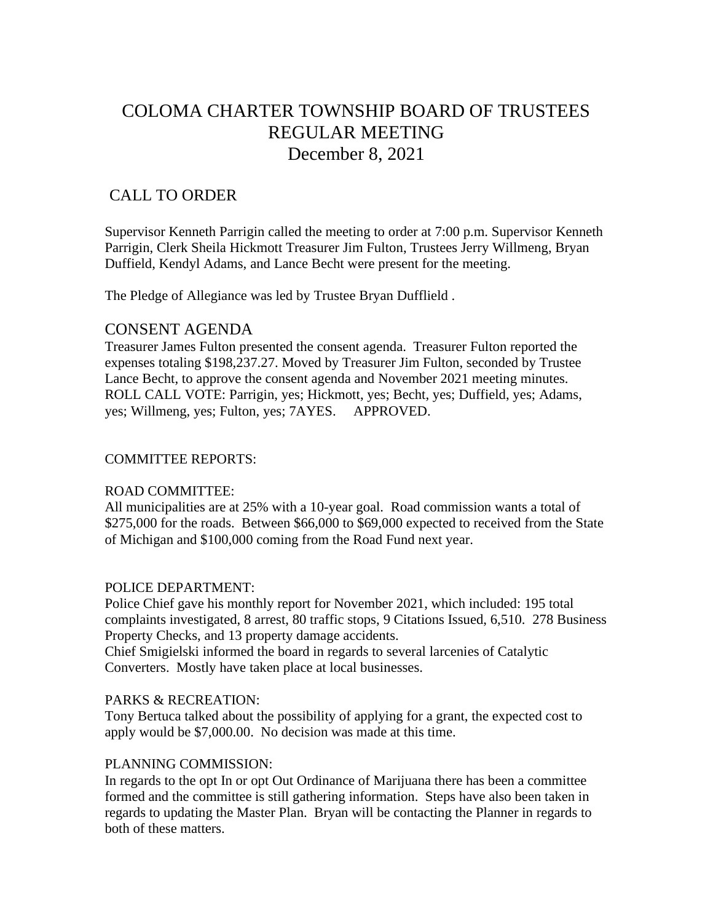# COLOMA CHARTER TOWNSHIP BOARD OF TRUSTEES
# REGULAR MEETING
# December 8, 2021

## CALL TO ORDER

Supervisor Kenneth Parrigin called the meeting to order at 7:00 p.m. Supervisor Kenneth Parrigin, Clerk Sheila Hickmott Treasurer Jim Fulton, Trustees Jerry Willmeng, Bryan Duffield, Kendyl Adams, and Lance Becht were present for the meeting.

The Pledge of Allegiance was led by Trustee Bryan Dufflield .

## CONSENT AGENDA

Treasurer James Fulton presented the consent agenda. Treasurer Fulton reported the expenses totaling $198,237.27. Moved by Treasurer Jim Fulton, seconded by Trustee Lance Becht, to approve the consent agenda and November 2021 meeting minutes. ROLL CALL VOTE: Parrigin, yes; Hickmott, yes; Becht, yes; Duffield, yes; Adams, yes; Willmeng, yes; Fulton, yes; 7AYES. APPROVED.

COMMITTEE REPORTS:

ROAD COMMITTEE:
All municipalities are at 25% with a 10-year goal. Road commission wants a total of $275,000 for the roads. Between $66,000 to $69,000 expected to received from the State of Michigan and $100,000 coming from the Road Fund next year.

POLICE DEPARTMENT:
Police Chief gave his monthly report for November 2021, which included: 195 total complaints investigated, 8 arrest, 80 traffic stops, 9 Citations Issued, 6,510. 278 Business Property Checks, and 13 property damage accidents.
Chief Smigielski informed the board in regards to several larcenies of Catalytic Converters. Mostly have taken place at local businesses.

PARKS & RECREATION:
Tony Bertuca talked about the possibility of applying for a grant, the expected cost to apply would be $7,000.00. No decision was made at this time.

PLANNING COMMISSION:
In regards to the opt In or opt Out Ordinance of Marijuana there has been a committee formed and the committee is still gathering information. Steps have also been taken in regards to updating the Master Plan. Bryan will be contacting the Planner in regards to both of these matters.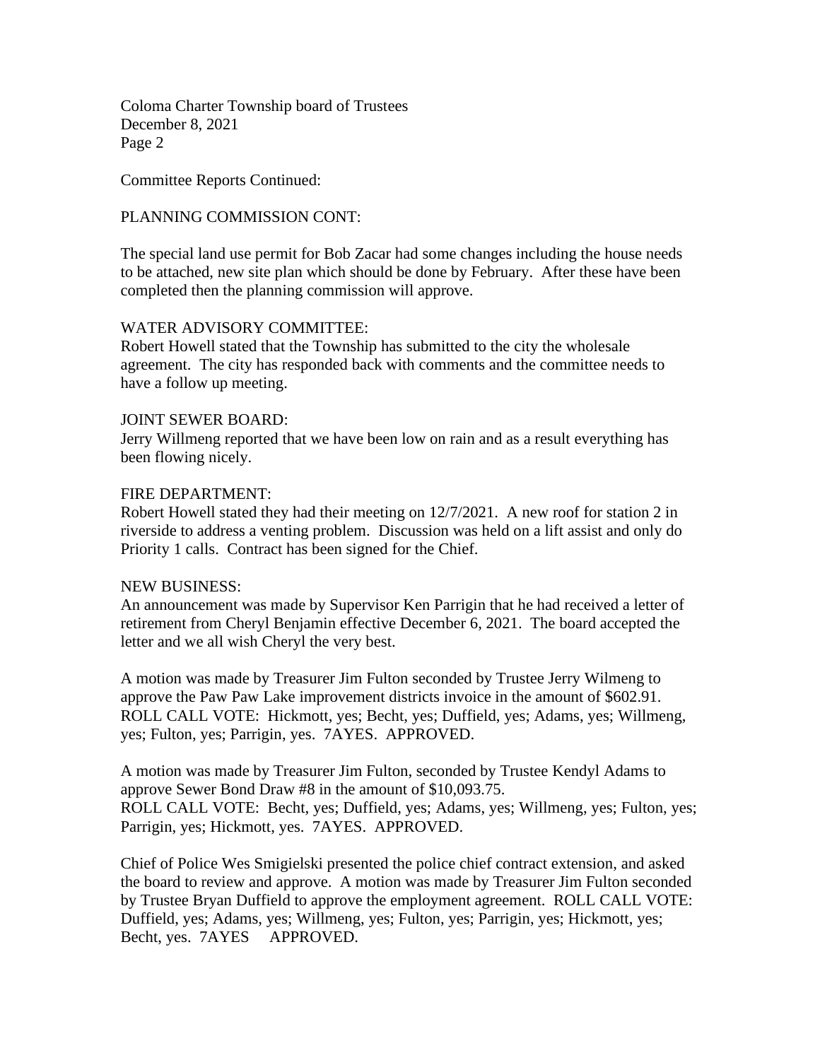Committee Reports Continued:

PLANNING COMMISSION CONT:

The special land use permit for Bob Zacar had some changes including the house needs to be attached, new site plan which should be done by February. After these have been completed then the planning commission will approve.

WATER ADVISORY COMMITTEE:
Robert Howell stated that the Township has submitted to the city the wholesale agreement. The city has responded back with comments and the committee needs to have a follow up meeting.

JOINT SEWER BOARD:
Jerry Willmeng reported that we have been low on rain and as a result everything has been flowing nicely.

FIRE DEPARTMENT:
Robert Howell stated they had their meeting on 12/7/2021. A new roof for station 2 in riverside to address a venting problem. Discussion was held on a lift assist and only do Priority 1 calls. Contract has been signed for the Chief.

NEW BUSINESS:
An announcement was made by Supervisor Ken Parrigin that he had received a letter of retirement from Cheryl Benjamin effective December 6, 2021. The board accepted the letter and we all wish Cheryl the very best.

A motion was made by Treasurer Jim Fulton seconded by Trustee Jerry Wilmeng to approve the Paw Paw Lake improvement districts invoice in the amount of $602.91. ROLL CALL VOTE: Hickmott, yes; Becht, yes; Duffield, yes; Adams, yes; Willmeng, yes; Fulton, yes; Parrigin, yes. 7AYES. APPROVED.

A motion was made by Treasurer Jim Fulton, seconded by Trustee Kendyl Adams to approve Sewer Bond Draw #8 in the amount of $10,093.75.
ROLL CALL VOTE: Becht, yes; Duffield, yes; Adams, yes; Willmeng, yes; Fulton, yes; Parrigin, yes; Hickmott, yes. 7AYES. APPROVED.

Chief of Police Wes Smigielski presented the police chief contract extension, and asked the board to review and approve. A motion was made by Treasurer Jim Fulton seconded by Trustee Bryan Duffield to approve the employment agreement. ROLL CALL VOTE: Duffield, yes; Adams, yes; Willmeng, yes; Fulton, yes; Parrigin, yes; Hickmott, yes; Becht, yes. 7AYES APPROVED.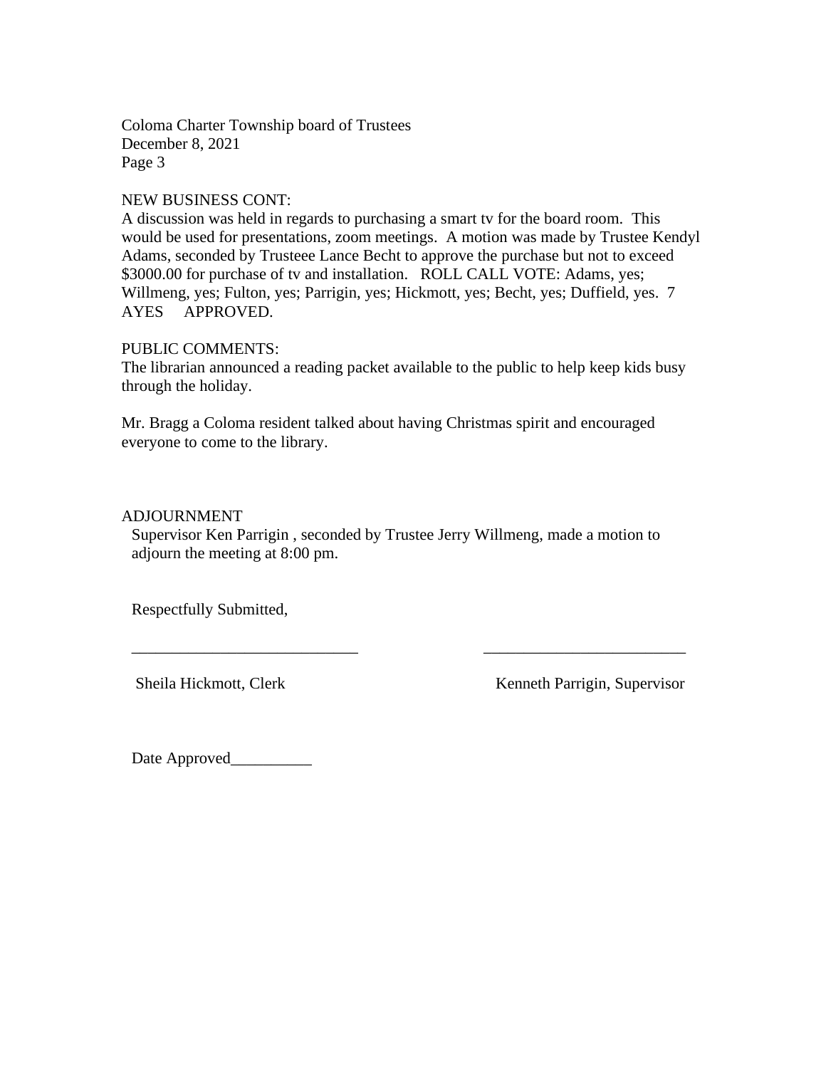Coloma Charter Township board of Trustees
December 8, 2021
Page 3

NEW BUSINESS CONT:

A discussion was held in regards to purchasing a smart tv for the board room. This would be used for presentations, zoom meetings. A motion was made by Trustee Kendyl Adams, seconded by Trusteee Lance Becht to approve the purchase but not to exceed $3000.00 for purchase of tv and installation. ROLL CALL VOTE: Adams, yes; Willmeng, yes; Fulton, yes; Parrigin, yes; Hickmott, yes; Becht, yes; Duffield, yes. 7 AYES APPROVED.

PUBLIC COMMENTS:

The librarian announced a reading packet available to the public to help keep kids busy through the holiday.

Mr. Bragg a Coloma resident talked about having Christmas spirit and encouraged everyone to come to the library.

ADJOURNMENT

Supervisor Ken Parrigin , seconded by Trustee Jerry Willmeng, made a motion to adjourn the meeting at 8:00 pm.

Respectfully Submitted,

____________________________ ________________________

Sheila Hickmott, Clerk Kenneth Parrigin, Supervisor

Date Approved__________